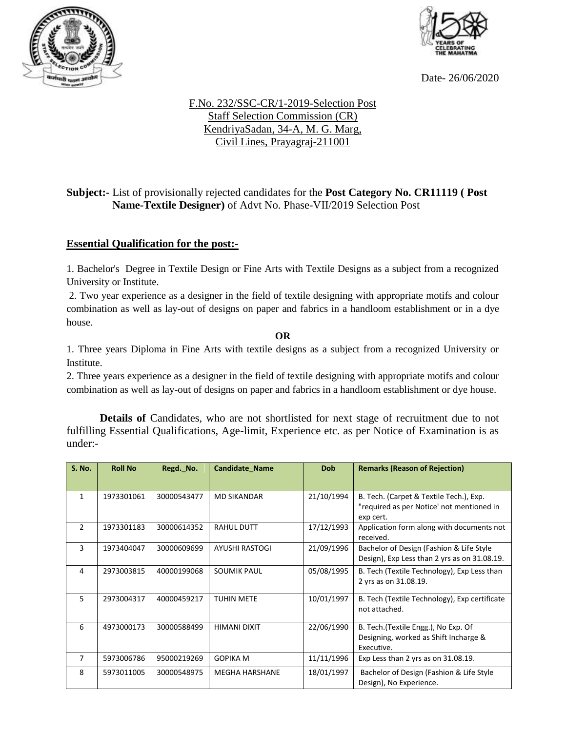Date- 26/06/2020

F.No. 232/SSC-CR/1-2019-Selection Post
Staff Selection Commission (CR)
KendriyaSadan, 34-A, M. G. Marg,
Civil Lines, Prayagraj-211001

**Subject:**- List of provisionally rejected candidates for the **Post Category No. CR11119 ( Post Name-Textile Designer)** of Advt No. Phase-VII/2019 Selection Post

## Essential Qualification for the post:-

1. Bachelor's Degree in Textile Design or Fine Arts with Textile Designs as a subject from a recognized University or Institute.
2. Two year experience as a designer in the field of textile designing with appropriate motifs and colour combination as well as lay-out of designs on paper and fabrics in a handloom establishment or in a dye house.

**OR**

1. Three years Diploma in Fine Arts with textile designs as a subject from a recognized University or Institute.
2. Three years experience as a designer in the field of textile designing with appropriate motifs and colour combination as well as lay-out of designs on paper and fabrics in a handloom establishment or dye house.

**Details of** Candidates, who are not shortlisted for next stage of recruitment due to not fulfilling Essential Qualifications, Age-limit, Experience etc. as per Notice of Examination is as under:-

| S. No. | Roll No | Regd._No. | Candidate_Name | Dob | Remarks (Reason of Rejection) |
|---|---|---|---|---|---|
| 1 | 1973301061 | 30000543477 | MD SIKANDAR | 21/10/1994 | B. Tech. (Carpet & Textile Tech.), Exp. "required as per Notice' not mentioned in exp cert. |
| 2 | 1973301183 | 30000614352 | RAHUL DUTT | 17/12/1993 | Application form along with documents not received. |
| 3 | 1973404047 | 30000609699 | AYUSHI RASTOGI | 21/09/1996 | Bachelor of Design (Fashion & Life Style Design), Exp Less than 2 yrs as on 31.08.19. |
| 4 | 2973003815 | 40000199068 | SOUMIK PAUL | 05/08/1995 | B. Tech (Textile Technology), Exp Less than 2 yrs as on 31.08.19. |
| 5 | 2973004317 | 40000459217 | TUHIN METE | 10/01/1997 | B. Tech (Textile Technology), Exp certificate not attached. |
| 6 | 4973000173 | 30000588499 | HIMANI DIXIT | 22/06/1990 | B. Tech.(Textile Engg.), No Exp. Of Designing, worked as Shift Incharge & Executive. |
| 7 | 5973006786 | 95000219269 | GOPIKA M | 11/11/1996 | Exp Less than 2 yrs as on 31.08.19. |
| 8 | 5973011005 | 30000548975 | MEGHA HARSHANE | 18/01/1997 | Bachelor of Design (Fashion & Life Style Design), No Experience. |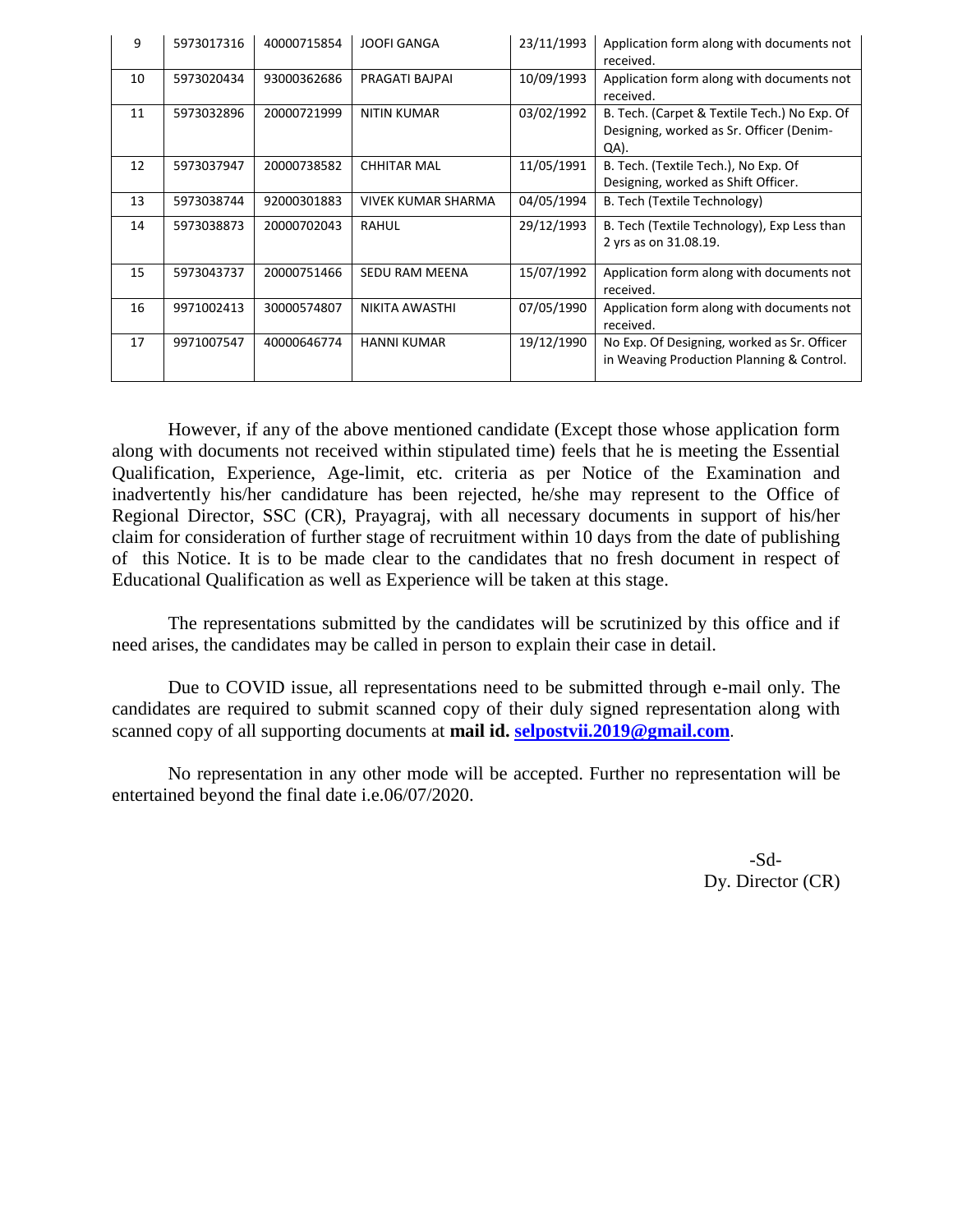| | | | | | |
|---|---|---|---|---|---|
| 9 | 5973017316 | 40000715854 | JOOFI GANGA | 23/11/1993 | Application form along with documents not received. |
| 10 | 5973020434 | 93000362686 | PRAGATI BAJPAI | 10/09/1993 | Application form along with documents not received. |
| 11 | 5973032896 | 20000721999 | NITIN KUMAR | 03/02/1992 | B. Tech. (Carpet & Textile Tech.) No Exp. Of Designing, worked as Sr. Officer (Denim-QA). |
| 12 | 5973037947 | 20000738582 | CHHITAR MAL | 11/05/1991 | B. Tech. (Textile Tech.), No Exp. Of Designing, worked as Shift Officer. |
| 13 | 5973038744 | 92000301883 | VIVEK KUMAR SHARMA | 04/05/1994 | B. Tech (Textile Technology) |
| 14 | 5973038873 | 20000702043 | RAHUL | 29/12/1993 | B. Tech (Textile Technology), Exp Less than 2 yrs as on 31.08.19. |
| 15 | 5973043737 | 20000751466 | SEDU RAM MEENA | 15/07/1992 | Application form along with documents not received. |
| 16 | 9971002413 | 30000574807 | NIKITA AWASTHI | 07/05/1990 | Application form along with documents not received. |
| 17 | 9971007547 | 40000646774 | HANNI KUMAR | 19/12/1990 | No Exp. Of Designing, worked as Sr. Officer in Weaving Production Planning & Control. |

However, if any of the above mentioned candidate (Except those whose application form along with documents not received within stipulated time) feels that he is meeting the Essential Qualification, Experience, Age-limit, etc. criteria as per Notice of the Examination and inadvertently his/her candidature has been rejected, he/she may represent to the Office of Regional Director, SSC (CR), Prayagraj, with all necessary documents in support of his/her claim for consideration of further stage of recruitment within 10 days from the date of publishing of this Notice. It is to be made clear to the candidates that no fresh document in respect of Educational Qualification as well as Experience will be taken at this stage.

The representations submitted by the candidates will be scrutinized by this office and if need arises, the candidates may be called in person to explain their case in detail.

Due to COVID issue, all representations need to be submitted through e-mail only. The candidates are required to submit scanned copy of their duly signed representation along with scanned copy of all supporting documents at **mail id. selpostvii.2019@gmail.com**.

No representation in any other mode will be accepted. Further no representation will be entertained beyond the final date i.e.06/07/2020.

-Sd-
Dy. Director (CR)